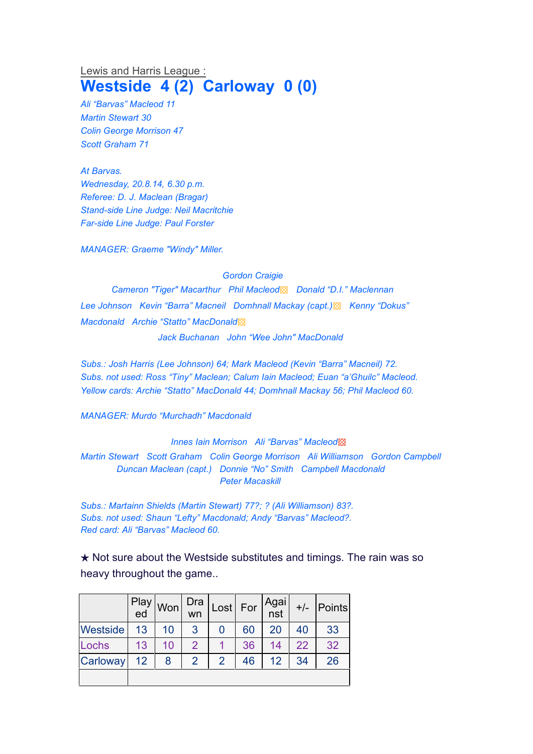Lewis and Harris League :

# Westside 4 (2) Carloway 0 (0)

*Ali "Barvas" Macleod 11*
*Martin Stewart 30*
*Colin George Morrison 47*
*Scott Graham 71*

*At Barvas.*
*Wednesday, 20.8.14, 6.30 p.m.*
*Referee: D. J. Maclean (Bragar)*
*Stand-side Line Judge: Neil Macritchie*
*Far-side Line Judge: Paul Forster*

*MANAGER: Graeme "Windy" Miller.*

*Gordon Craigie*
*Cameron "Tiger" Macarthur Phil Macleod Donald "D.I." Maclennan*
*Lee Johnson Kevin "Barra" Macneil Domhnall Mackay (capt.) Kenny "Dokus" Macdonald Archie "Statto" MacDonald*
*Jack Buchanan John "Wee John" MacDonald*

*Subs.: Josh Harris (Lee Johnson) 64; Mark Macleod (Kevin "Barra" Macneil) 72.*
*Subs. not used: Ross "Tiny" Maclean; Calum Iain Macleod; Euan "a'Ghuilc" Macleod.*
*Yellow cards: Archie "Statto" MacDonald 44; Domhnall Mackay 56; Phil Macleod 60.*

*MANAGER: Murdo "Murchadh" Macdonald*

*Innes Iain Morrison Ali "Barvas" Macleod*
*Martin Stewart Scott Graham Colin George Morrison Ali Williamson Gordon Campbell*
*Duncan Maclean (capt.) Donnie "No" Smith Campbell Macdonald*
*Peter Macaskill*

*Subs.: Martainn Shields (Martin Stewart) 77?; ? (Ali Williamson) 83?.*
*Subs. not used: Shaun "Lefty" Macdonald; Andy "Barvas" Macleod?.*
*Red card: Ali "Barvas" Macleod 60.*

★ Not sure about the Westside substitutes and timings. The rain was so heavy throughout the game..

| | Played | Won | Drawn | Lost | For | Against | +/- | Points |
|---|---|---|---|---|---|---|---|---|
| Westside | 13 | 10 | 3 | 0 | 60 | 20 | 40 | 33 |
| Lochs | 13 | 10 | 2 | 1 | 36 | 14 | 22 | 32 |
| Carloway | 12 | 8 | 2 | 2 | 46 | 12 | 34 | 26 |
| | | | | | | | | |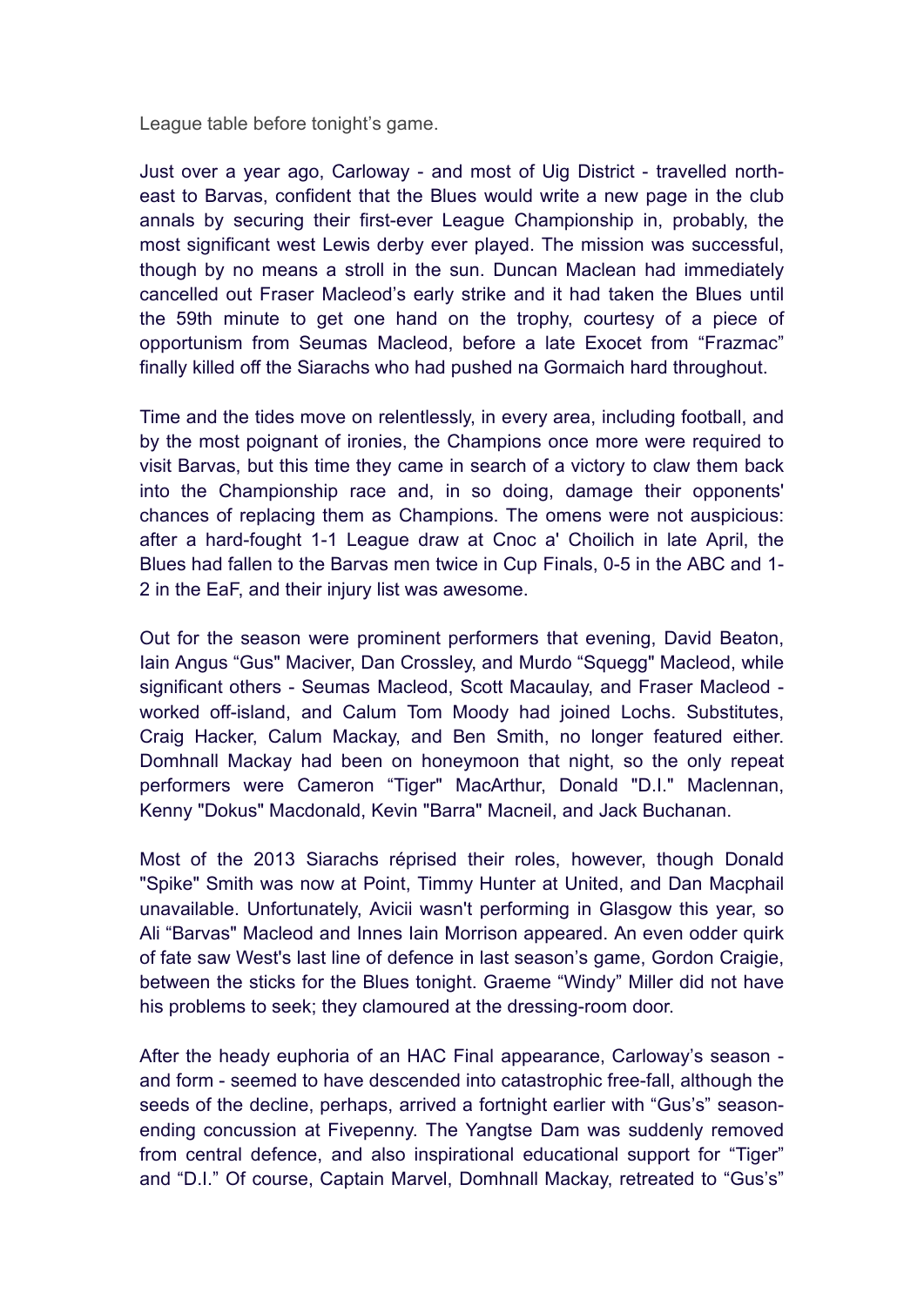League table before tonight’s game.

Just over a year ago, Carloway - and most of Uig District - travelled north-east to Barvas, confident that the Blues would write a new page in the club annals by securing their first-ever League Championship in, probably, the most significant west Lewis derby ever played. The mission was successful, though by no means a stroll in the sun. Duncan Maclean had immediately cancelled out Fraser Macleod’s early strike and it had taken the Blues until the 59th minute to get one hand on the trophy, courtesy of a piece of opportunism from Seumas Macleod, before a late Exocet from “Frazmac” finally killed off the Siarachs who had pushed na Gormaich hard throughout.

Time and the tides move on relentlessly, in every area, including football, and by the most poignant of ironies, the Champions once more were required to visit Barvas, but this time they came in search of a victory to claw them back into the Championship race and, in so doing, damage their opponents' chances of replacing them as Champions. The omens were not auspicious: after a hard-fought 1-1 League draw at Cnoc a' Choilich in late April, the Blues had fallen to the Barvas men twice in Cup Finals, 0-5 in the ABC and 1-2 in the EaF, and their injury list was awesome.

Out for the season were prominent performers that evening, David Beaton, Iain Angus “Gus" Maciver, Dan Crossley, and Murdo “Squegg" Macleod, while significant others - Seumas Macleod, Scott Macaulay, and Fraser Macleod - worked off-island, and Calum Tom Moody had joined Lochs. Substitutes, Craig Hacker, Calum Mackay, and Ben Smith, no longer featured either. Domhnall Mackay had been on honeymoon that night, so the only repeat performers were Cameron “Tiger" MacArthur, Donald "D.I." Maclennan, Kenny "Dokus" Macdonald, Kevin "Barra" Macneil, and Jack Buchanan.

Most of the 2013 Siarachs réprised their roles, however, though Donald "Spike" Smith was now at Point, Timmy Hunter at United, and Dan Macphail unavailable. Unfortunately, Avicii wasn't performing in Glasgow this year, so Ali “Barvas" Macleod and Innes Iain Morrison appeared. An even odder quirk of fate saw West's last line of defence in last season’s game, Gordon Craigie, between the sticks for the Blues tonight. Graeme “Windy” Miller did not have his problems to seek; they clamoured at the dressing-room door.

After the heady euphoria of an HAC Final appearance, Carloway’s season - and form - seemed to have descended into catastrophic free-fall, although the seeds of the decline, perhaps, arrived a fortnight earlier with “Gus’s” season-ending concussion at Fivepenny. The Yangtse Dam was suddenly removed from central defence, and also inspirational educational support for “Tiger” and “D.I.” Of course, Captain Marvel, Domhnall Mackay, retreated to “Gus’s”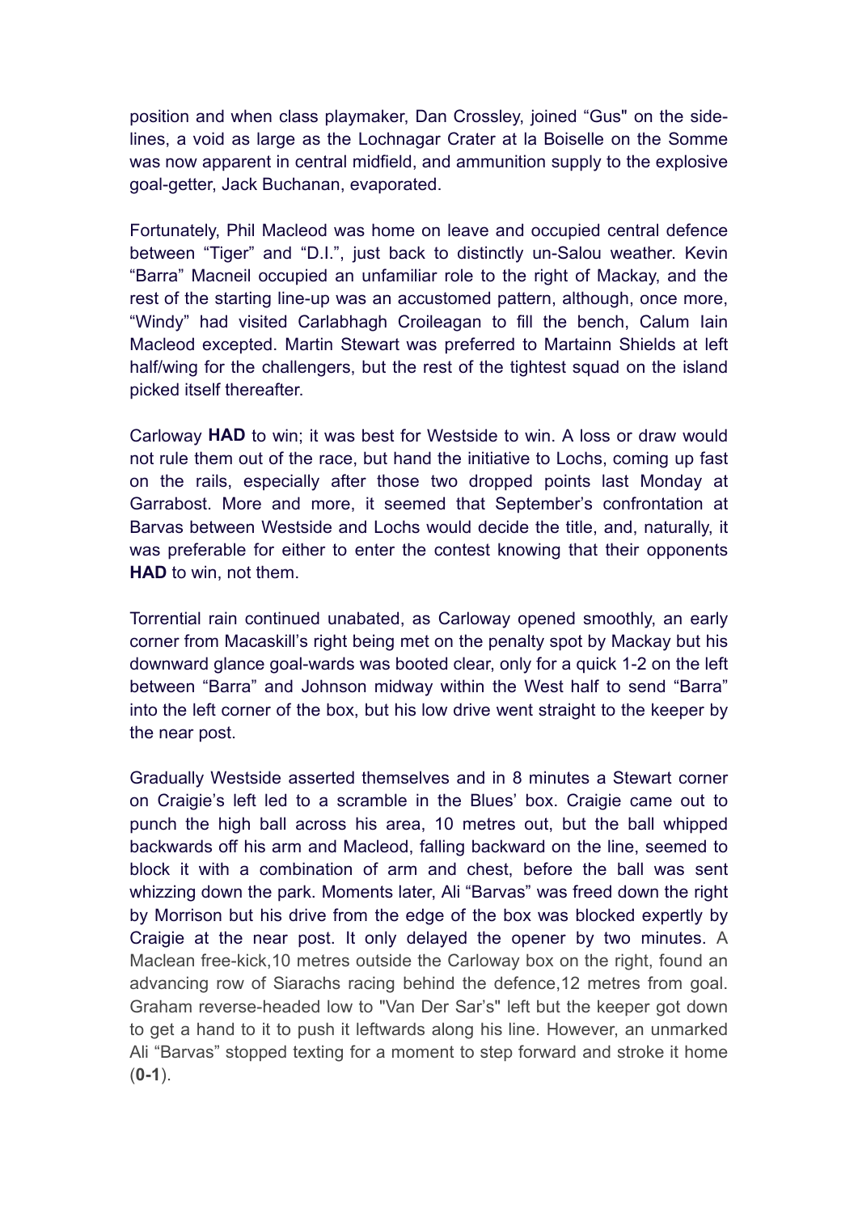position and when class playmaker, Dan Crossley, joined "Gus" on the sidelines, a void as large as the Lochnagar Crater at la Boiselle on the Somme was now apparent in central midfield, and ammunition supply to the explosive goal-getter, Jack Buchanan, evaporated.

Fortunately, Phil Macleod was home on leave and occupied central defence between "Tiger" and "D.I.", just back to distinctly un-Salou weather. Kevin "Barra" Macneil occupied an unfamiliar role to the right of Mackay, and the rest of the starting line-up was an accustomed pattern, although, once more, "Windy" had visited Carlabhagh Croileagan to fill the bench, Calum Iain Macleod excepted. Martin Stewart was preferred to Martainn Shields at left half/wing for the challengers, but the rest of the tightest squad on the island picked itself thereafter.

Carloway **HAD** to win; it was best for Westside to win. A loss or draw would not rule them out of the race, but hand the initiative to Lochs, coming up fast on the rails, especially after those two dropped points last Monday at Garrabost. More and more, it seemed that September's confrontation at Barvas between Westside and Lochs would decide the title, and, naturally, it was preferable for either to enter the contest knowing that their opponents **HAD** to win, not them.

Torrential rain continued unabated, as Carloway opened smoothly, an early corner from Macaskill's right being met on the penalty spot by Mackay but his downward glance goal-wards was booted clear, only for a quick 1-2 on the left between "Barra" and Johnson midway within the West half to send "Barra" into the left corner of the box, but his low drive went straight to the keeper by the near post.

Gradually Westside asserted themselves and in 8 minutes a Stewart corner on Craigie's left led to a scramble in the Blues' box. Craigie came out to punch the high ball across his area, 10 metres out, but the ball whipped backwards off his arm and Macleod, falling backward on the line, seemed to block it with a combination of arm and chest, before the ball was sent whizzing down the park. Moments later, Ali "Barvas" was freed down the right by Morrison but his drive from the edge of the box was blocked expertly by Craigie at the near post. It only delayed the opener by two minutes. A Maclean free-kick,10 metres outside the Carloway box on the right, found an advancing row of Siarachs racing behind the defence,12 metres from goal. Graham reverse-headed low to "Van Der Sar's" left but the keeper got down to get a hand to it to push it leftwards along his line. However, an unmarked Ali "Barvas" stopped texting for a moment to step forward and stroke it home (**0-1**).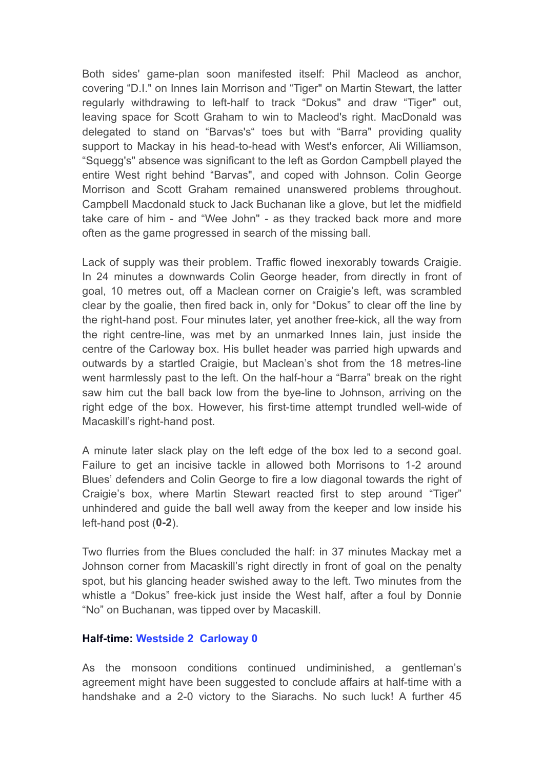Both sides' game-plan soon manifested itself: Phil Macleod as anchor, covering "D.I." on Innes Iain Morrison and "Tiger" on Martin Stewart, the latter regularly withdrawing to left-half to track "Dokus" and draw "Tiger" out, leaving space for Scott Graham to win to Macleod's right. MacDonald was delegated to stand on "Barvas's" toes but with "Barra" providing quality support to Mackay in his head-to-head with West's enforcer, Ali Williamson, "Squegg's" absence was significant to the left as Gordon Campbell played the entire West right behind "Barvas", and coped with Johnson. Colin George Morrison and Scott Graham remained unanswered problems throughout. Campbell Macdonald stuck to Jack Buchanan like a glove, but let the midfield take care of him - and "Wee John" - as they tracked back more and more often as the game progressed in search of the missing ball.

Lack of supply was their problem. Traffic flowed inexorably towards Craigie. In 24 minutes a downwards Colin George header, from directly in front of goal, 10 metres out, off a Maclean corner on Craigie's left, was scrambled clear by the goalie, then fired back in, only for "Dokus" to clear off the line by the right-hand post. Four minutes later, yet another free-kick, all the way from the right centre-line, was met by an unmarked Innes Iain, just inside the centre of the Carloway box. His bullet header was parried high upwards and outwards by a startled Craigie, but Maclean's shot from the 18 metres-line went harmlessly past to the left. On the half-hour a "Barra" break on the right saw him cut the ball back low from the bye-line to Johnson, arriving on the right edge of the box. However, his first-time attempt trundled well-wide of Macaskill's right-hand post.

A minute later slack play on the left edge of the box led to a second goal. Failure to get an incisive tackle in allowed both Morrisons to 1-2 around Blues' defenders and Colin George to fire a low diagonal towards the right of Craigie's box, where Martin Stewart reacted first to step around "Tiger" unhindered and guide the ball well away from the keeper and low inside his left-hand post (**0-2**).

Two flurries from the Blues concluded the half: in 37 minutes Mackay met a Johnson corner from Macaskill's right directly in front of goal on the penalty spot, but his glancing header swished away to the left. Two minutes from the whistle a "Dokus" free-kick just inside the West half, after a foul by Donnie "No" on Buchanan, was tipped over by Macaskill.

**Half-time: Westside 2 Carloway 0**

As the monsoon conditions continued undiminished, a gentleman's agreement might have been suggested to conclude affairs at half-time with a handshake and a 2-0 victory to the Siarachs. No such luck! A further 45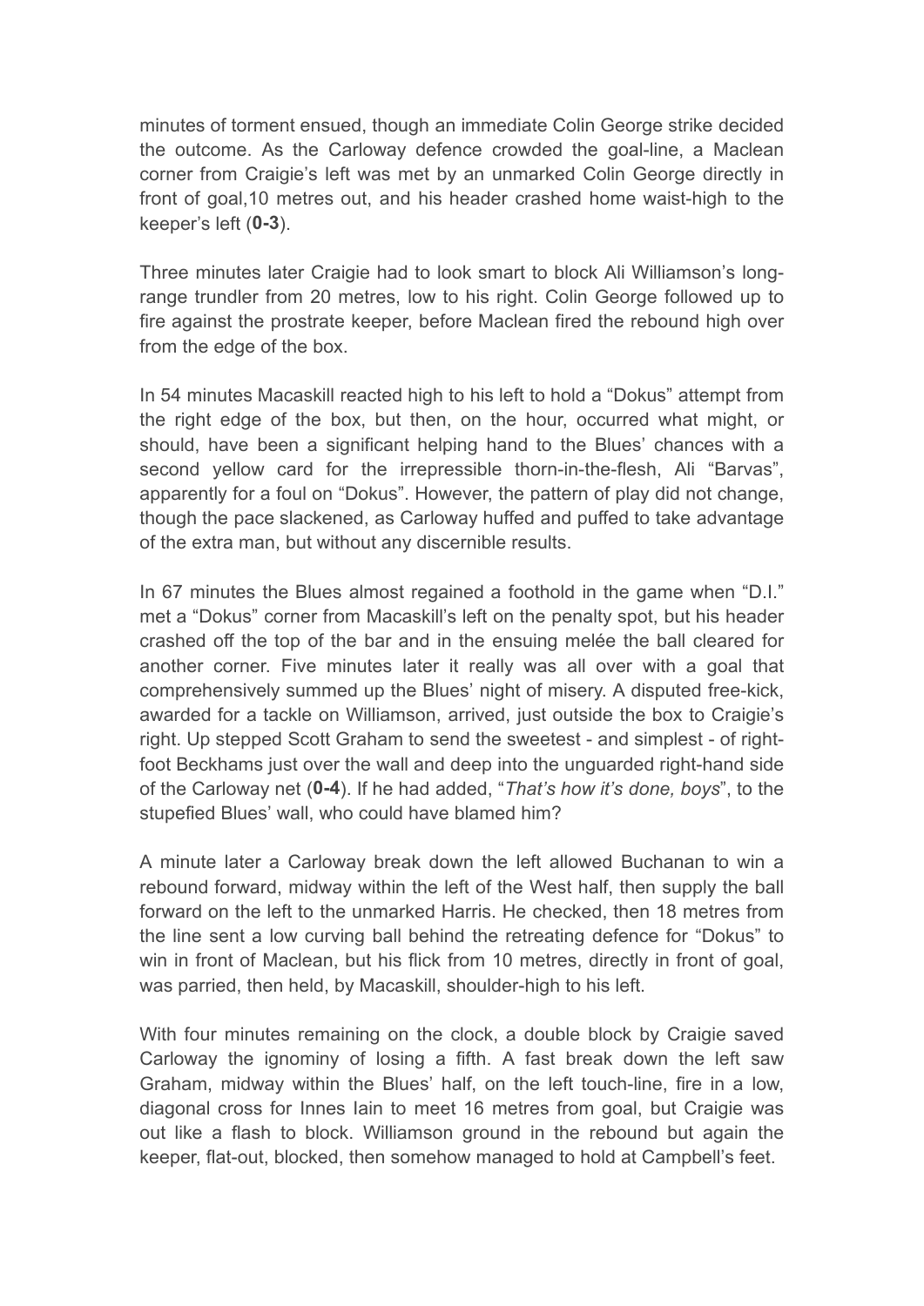minutes of torment ensued, though an immediate Colin George strike decided the outcome. As the Carloway defence crowded the goal-line, a Maclean corner from Craigie's left was met by an unmarked Colin George directly in front of goal,10 metres out, and his header crashed home waist-high to the keeper's left (**0-3**).

Three minutes later Craigie had to look smart to block Ali Williamson's long-range trundler from 20 metres, low to his right. Colin George followed up to fire against the prostrate keeper, before Maclean fired the rebound high over from the edge of the box.

In 54 minutes Macaskill reacted high to his left to hold a "Dokus" attempt from the right edge of the box, but then, on the hour, occurred what might, or should, have been a significant helping hand to the Blues' chances with a second yellow card for the irrepressible thorn-in-the-flesh, Ali "Barvas", apparently for a foul on "Dokus". However, the pattern of play did not change, though the pace slackened, as Carloway huffed and puffed to take advantage of the extra man, but without any discernible results.

In 67 minutes the Blues almost regained a foothold in the game when "D.I." met a "Dokus" corner from Macaskill's left on the penalty spot, but his header crashed off the top of the bar and in the ensuing melée the ball cleared for another corner. Five minutes later it really was all over with a goal that comprehensively summed up the Blues' night of misery. A disputed free-kick, awarded for a tackle on Williamson, arrived, just outside the box to Craigie's right. Up stepped Scott Graham to send the sweetest - and simplest - of right-foot Beckhams just over the wall and deep into the unguarded right-hand side of the Carloway net (**0-4**). If he had added, "*That's how it's done, boys*", to the stupefied Blues' wall, who could have blamed him?

A minute later a Carloway break down the left allowed Buchanan to win a rebound forward, midway within the left of the West half, then supply the ball forward on the left to the unmarked Harris. He checked, then 18 metres from the line sent a low curving ball behind the retreating defence for "Dokus" to win in front of Maclean, but his flick from 10 metres, directly in front of goal, was parried, then held, by Macaskill, shoulder-high to his left.

With four minutes remaining on the clock, a double block by Craigie saved Carloway the ignominy of losing a fifth. A fast break down the left saw Graham, midway within the Blues' half, on the left touch-line, fire in a low, diagonal cross for Innes Iain to meet 16 metres from goal, but Craigie was out like a flash to block. Williamson ground in the rebound but again the keeper, flat-out, blocked, then somehow managed to hold at Campbell's feet.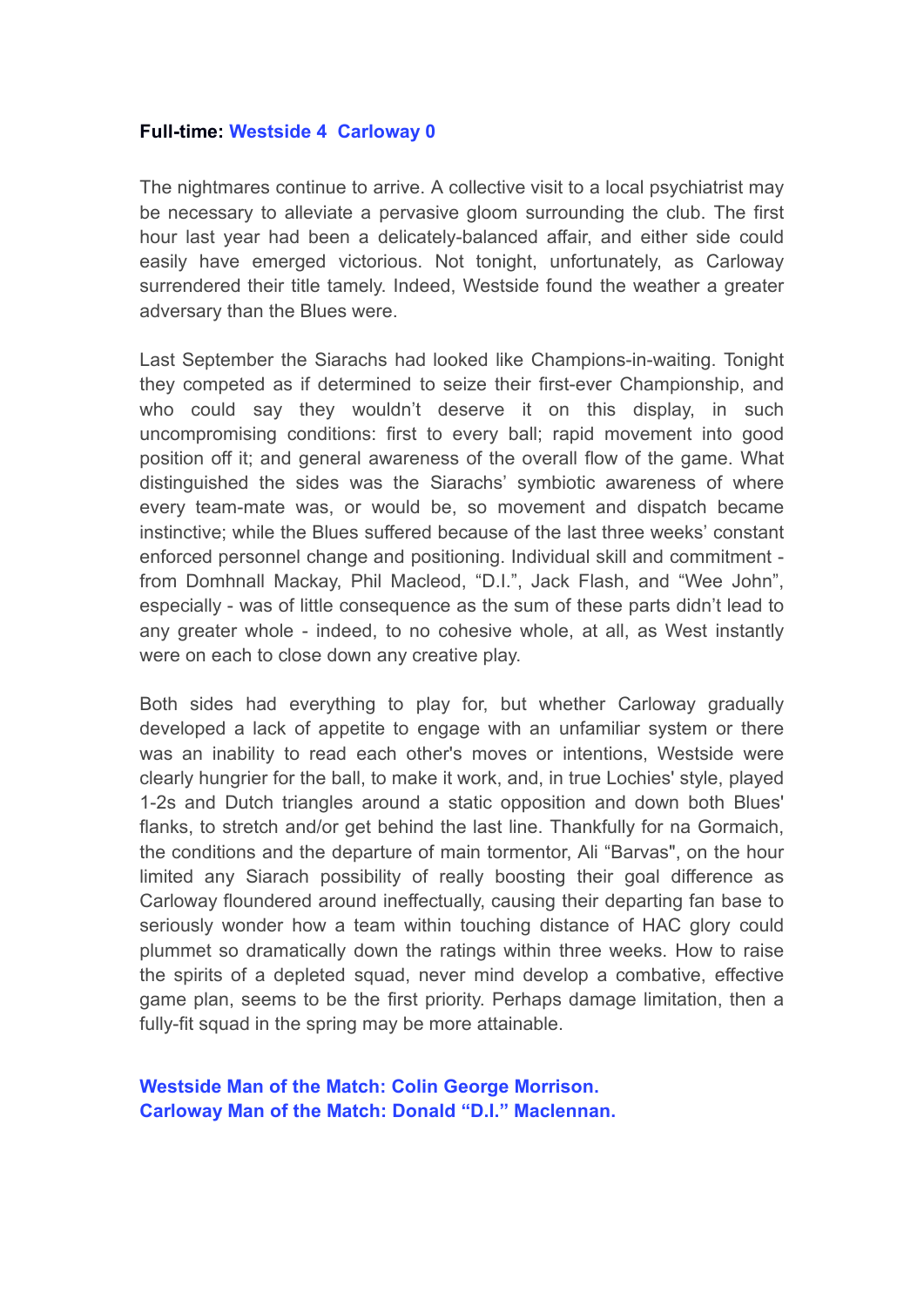**Full-time: Westside 4  Carloway 0**

The nightmares continue to arrive. A collective visit to a local psychiatrist may be necessary to alleviate a pervasive gloom surrounding the club. The first hour last year had been a delicately-balanced affair, and either side could easily have emerged victorious. Not tonight, unfortunately, as Carloway surrendered their title tamely. Indeed, Westside found the weather a greater adversary than the Blues were.

Last September the Siarachs had looked like Champions-in-waiting. Tonight they competed as if determined to seize their first-ever Championship, and who could say they wouldn't deserve it on this display, in such uncompromising conditions: first to every ball; rapid movement into good position off it; and general awareness of the overall flow of the game. What distinguished the sides was the Siarachs' symbiotic awareness of where every team-mate was, or would be, so movement and dispatch became instinctive; while the Blues suffered because of the last three weeks' constant enforced personnel change and positioning. Individual skill and commitment - from Domhnall Mackay, Phil Macleod, "D.I.", Jack Flash, and "Wee John", especially - was of little consequence as the sum of these parts didn't lead to any greater whole - indeed, to no cohesive whole, at all, as West instantly were on each to close down any creative play.

Both sides had everything to play for, but whether Carloway gradually developed a lack of appetite to engage with an unfamiliar system or there was an inability to read each other's moves or intentions, Westside were clearly hungrier for the ball, to make it work, and, in true Lochies' style, played 1-2s and Dutch triangles around a static opposition and down both Blues' flanks, to stretch and/or get behind the last line. Thankfully for na Gormaich, the conditions and the departure of main tormentor, Ali "Barvas", on the hour limited any Siarach possibility of really boosting their goal difference as Carloway floundered around ineffectually, causing their departing fan base to seriously wonder how a team within touching distance of HAC glory could plummet so dramatically down the ratings within three weeks. How to raise the spirits of a depleted squad, never mind develop a combative, effective game plan, seems to be the first priority. Perhaps damage limitation, then a fully-fit squad in the spring may be more attainable.

**Westside Man of the Match: Colin George Morrison.**
**Carloway Man of the Match: Donald "D.I." Maclennan.**